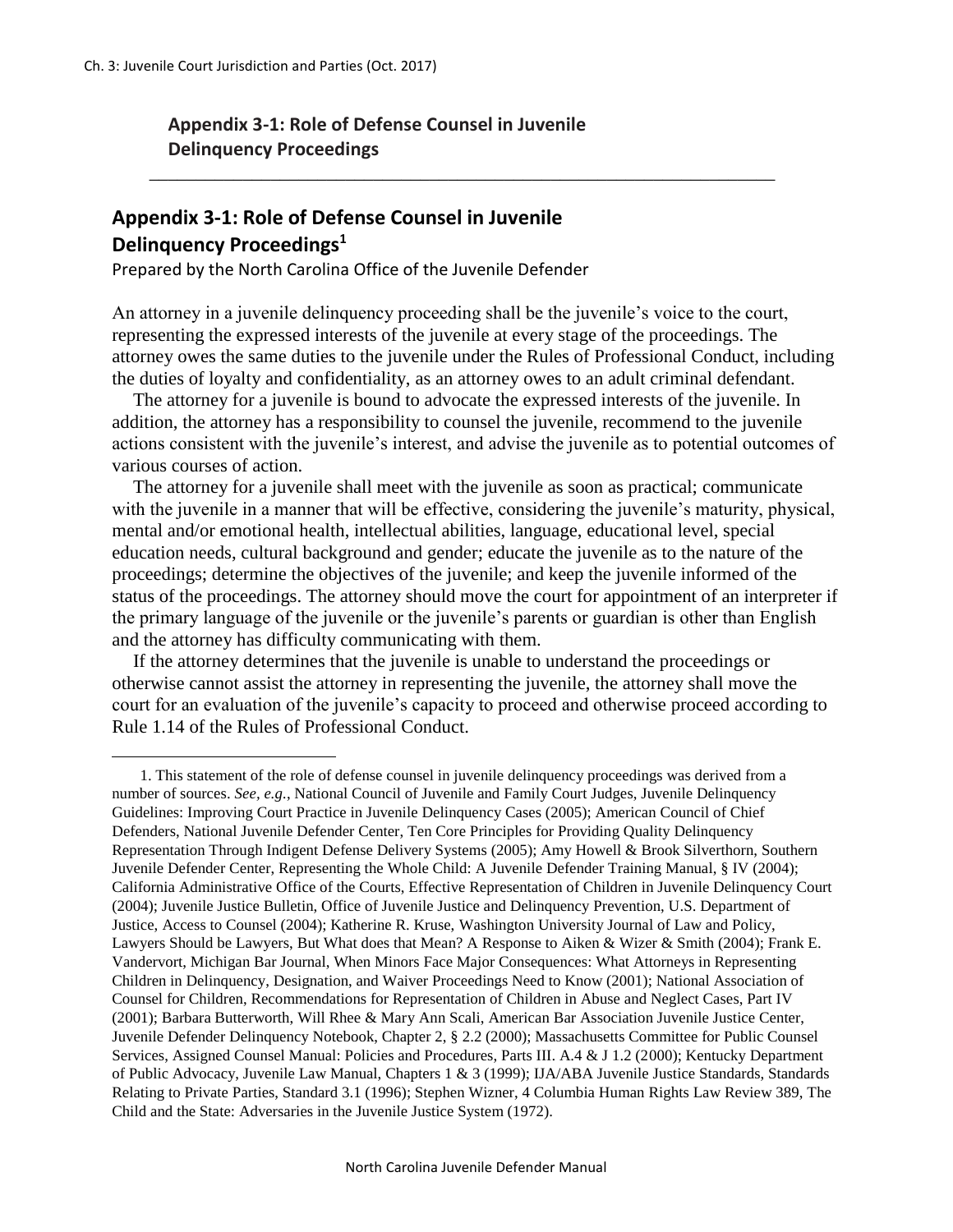# Appendix 3-1: Role of Defense Counsel in Juvenile Delinquency Proceedings

## Appendix 3-1: Role of Defense Counsel in Juvenile Delinquency Proceedings[1]

Prepared by the North Carolina Office of the Juvenile Defender

An attorney in a juvenile delinquency proceeding shall be the juvenile's voice to the court, representing the expressed interests of the juvenile at every stage of the proceedings. The attorney owes the same duties to the juvenile under the Rules of Professional Conduct, including the duties of loyalty and confidentiality, as an attorney owes to an adult criminal defendant.

The attorney for a juvenile is bound to advocate the expressed interests of the juvenile. In addition, the attorney has a responsibility to counsel the juvenile, recommend to the juvenile actions consistent with the juvenile's interest, and advise the juvenile as to potential outcomes of various courses of action.

The attorney for a juvenile shall meet with the juvenile as soon as practical; communicate with the juvenile in a manner that will be effective, considering the juvenile's maturity, physical, mental and/or emotional health, intellectual abilities, language, educational level, special education needs, cultural background and gender; educate the juvenile as to the nature of the proceedings; determine the objectives of the juvenile; and keep the juvenile informed of the status of the proceedings. The attorney should move the court for appointment of an interpreter if the primary language of the juvenile or the juvenile's parents or guardian is other than English and the attorney has difficulty communicating with them.

If the attorney determines that the juvenile is unable to understand the proceedings or otherwise cannot assist the attorney in representing the juvenile, the attorney shall move the court for an evaluation of the juvenile's capacity to proceed and otherwise proceed according to Rule 1.14 of the Rules of Professional Conduct.

---

1. This statement of the role of defense counsel in juvenile delinquency proceedings was derived from a number of sources. *See, e.g.*, National Council of Juvenile and Family Court Judges, Juvenile Delinquency Guidelines: Improving Court Practice in Juvenile Delinquency Cases (2005); American Council of Chief Defenders, National Juvenile Defender Center, Ten Core Principles for Providing Quality Delinquency Representation Through Indigent Defense Delivery Systems (2005); Amy Howell & Brook Silverthorn, Southern Juvenile Defender Center, Representing the Whole Child: A Juvenile Defender Training Manual, § IV (2004); California Administrative Office of the Courts, Effective Representation of Children in Juvenile Delinquency Court (2004); Juvenile Justice Bulletin, Office of Juvenile Justice and Delinquency Prevention, U.S. Department of Justice, Access to Counsel (2004); Katherine R. Kruse, Washington University Journal of Law and Policy, Lawyers Should be Lawyers, But What does that Mean? A Response to Aiken & Wizer & Smith (2004); Frank E. Vandervort, Michigan Bar Journal, When Minors Face Major Consequences: What Attorneys in Representing Children in Delinquency, Designation, and Waiver Proceedings Need to Know (2001); National Association of Counsel for Children, Recommendations for Representation of Children in Abuse and Neglect Cases, Part IV (2001); Barbara Butterworth, Will Rhee & Mary Ann Scali, American Bar Association Juvenile Justice Center, Juvenile Defender Delinquency Notebook, Chapter 2, § 2.2 (2000); Massachusetts Committee for Public Counsel Services, Assigned Counsel Manual: Policies and Procedures, Parts III. A.4 & J 1.2 (2000); Kentucky Department of Public Advocacy, Juvenile Law Manual, Chapters 1 & 3 (1999); IJA/ABA Juvenile Justice Standards, Standards Relating to Private Parties, Standard 3.1 (1996); Stephen Wizner, 4 Columbia Human Rights Law Review 389, The Child and the State: Adversaries in the Juvenile Justice System (1972).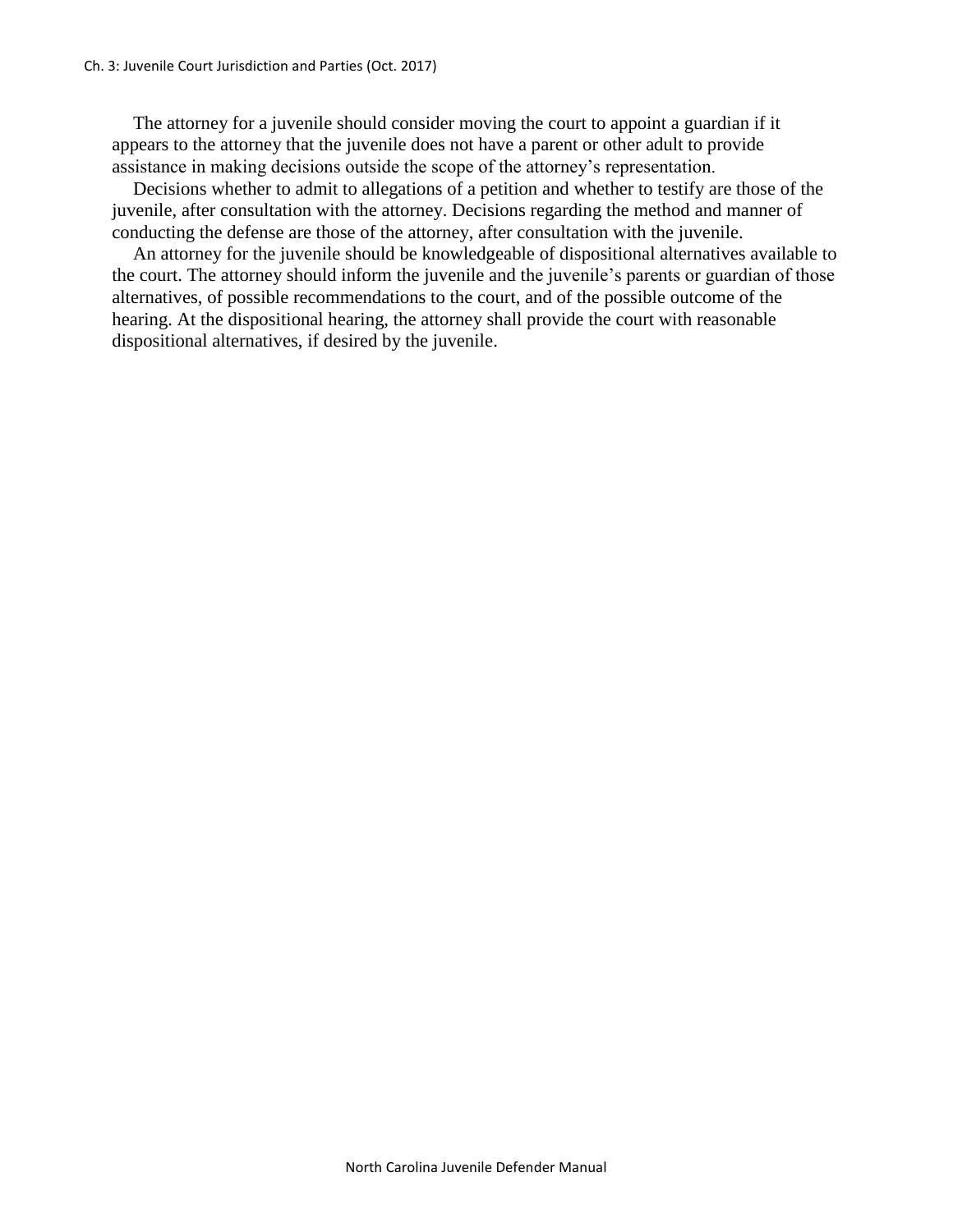The attorney for a juvenile should consider moving the court to appoint a guardian if it appears to the attorney that the juvenile does not have a parent or other adult to provide assistance in making decisions outside the scope of the attorney's representation.

Decisions whether to admit to allegations of a petition and whether to testify are those of the juvenile, after consultation with the attorney. Decisions regarding the method and manner of conducting the defense are those of the attorney, after consultation with the juvenile.

An attorney for the juvenile should be knowledgeable of dispositional alternatives available to the court. The attorney should inform the juvenile and the juvenile's parents or guardian of those alternatives, of possible recommendations to the court, and of the possible outcome of the hearing. At the dispositional hearing, the attorney shall provide the court with reasonable dispositional alternatives, if desired by the juvenile.